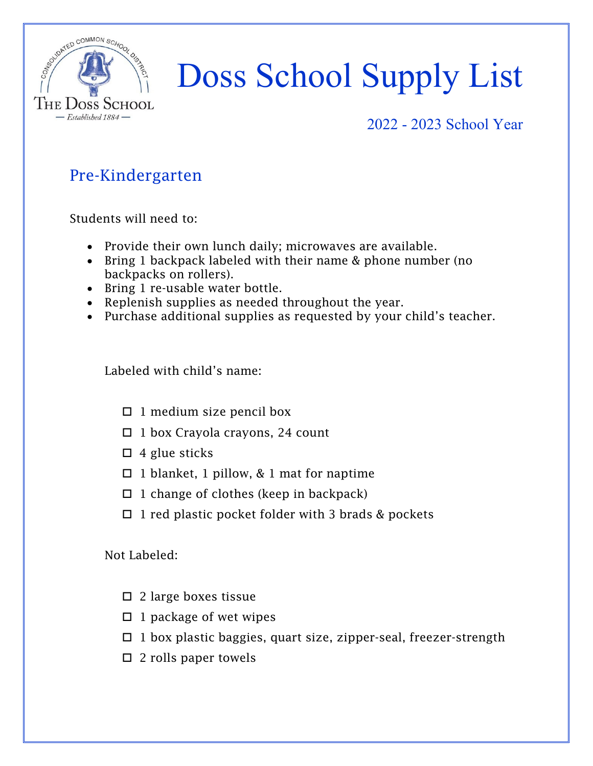# Doss School Supply List

2022 - 2023 School Year

## Pre-Kindergarten

Students will need to:

- Provide their own lunch daily; microwaves are available.
- Bring 1 backpack labeled with their name & phone number (no backpacks on rollers).
- Bring 1 re-usable water bottle.
- Replenish supplies as needed throughout the year.
- Purchase additional supplies as requested by your child's teacher.

Labeled with child's name:

- [ ] 1 medium size pencil box
- [ ] 1 box Crayola crayons, 24 count
- [ ] 4 glue sticks
- [ ] 1 blanket, 1 pillow, & 1 mat for naptime
- [ ] 1 change of clothes (keep in backpack)
- [ ] 1 red plastic pocket folder with 3 brads & pockets

Not Labeled:

- [ ] 2 large boxes tissue
- [ ] 1 package of wet wipes
- [ ] 1 box plastic baggies, quart size, zipper-seal, freezer-strength
- [ ] 2 rolls paper towels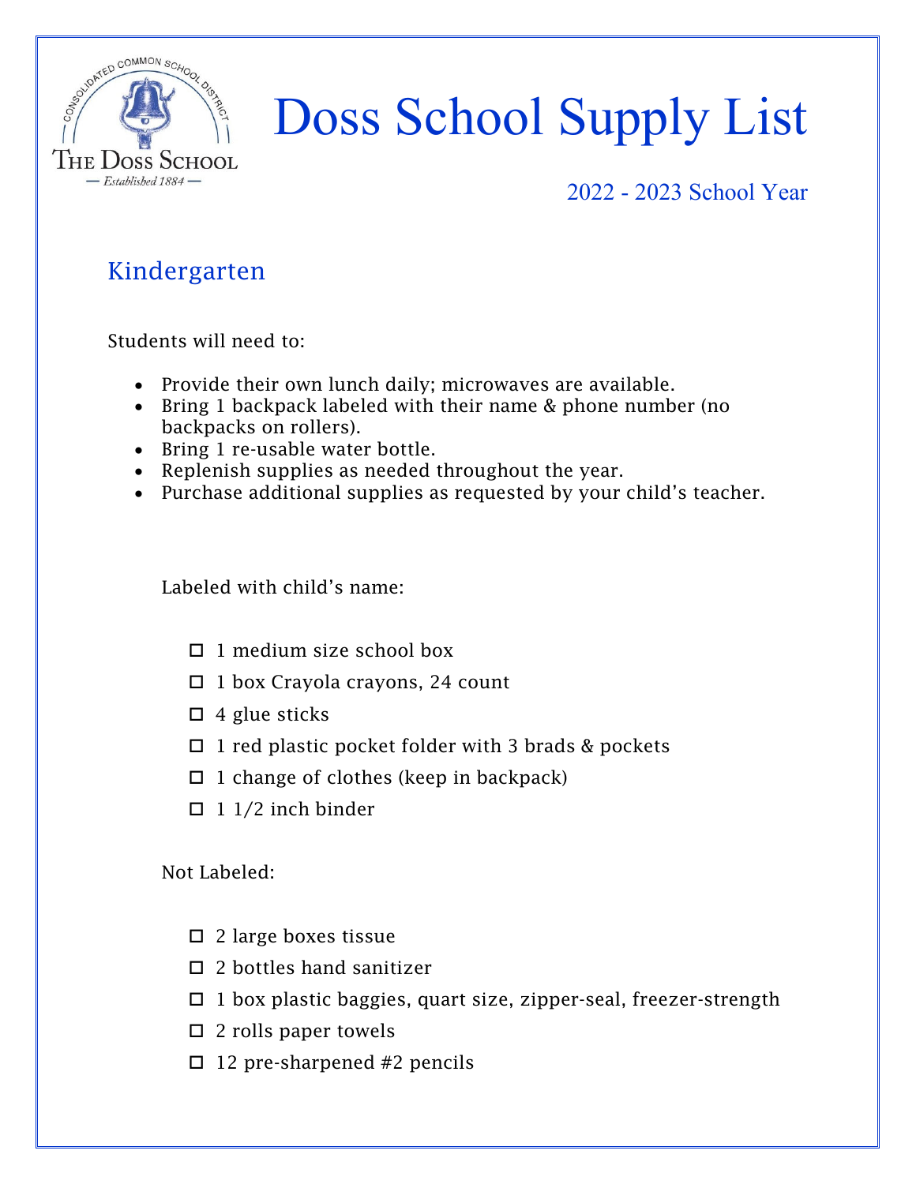# Doss School Supply List

2022 - 2023 School Year

## Kindergarten

Students will need to:

- Provide their own lunch daily; microwaves are available.
- Bring 1 backpack labeled with their name & phone number (no backpacks on rollers).
- Bring 1 re-usable water bottle.
- Replenish supplies as needed throughout the year.
- Purchase additional supplies as requested by your child's teacher.

Labeled with child's name:

- ☐ 1 medium size school box
- ☐ 1 box Crayola crayons, 24 count
- ☐ 4 glue sticks
- ☐ 1 red plastic pocket folder with 3 brads & pockets
- ☐ 1 change of clothes (keep in backpack)
- ☐ 1 1/2 inch binder

Not Labeled:

- ☐ 2 large boxes tissue
- ☐ 2 bottles hand sanitizer
- ☐ 1 box plastic baggies, quart size, zipper-seal, freezer-strength
- ☐ 2 rolls paper towels
- ☐ 12 pre-sharpened #2 pencils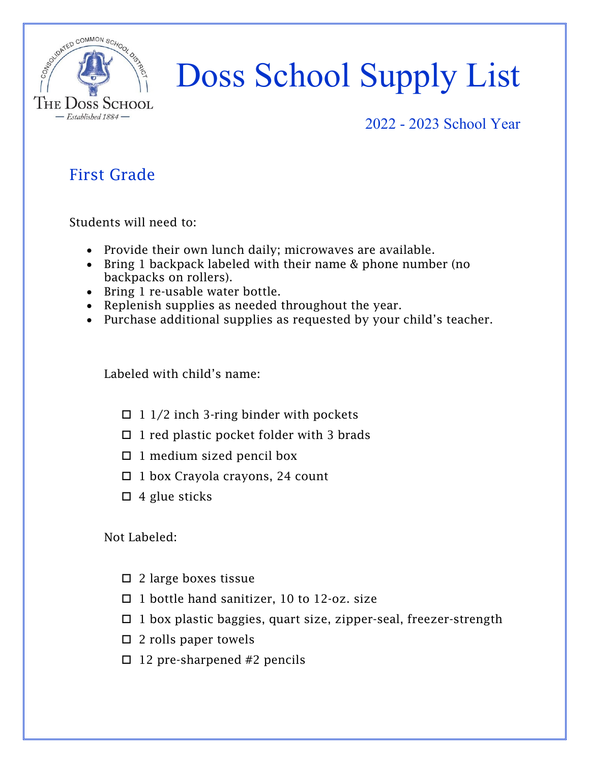# Doss School Supply List

2022 - 2023 School Year

## First Grade

Students will need to:

- Provide their own lunch daily; microwaves are available.
- Bring 1 backpack labeled with their name & phone number (no backpacks on rollers).
- Bring 1 re-usable water bottle.
- Replenish supplies as needed throughout the year.
- Purchase additional supplies as requested by your child's teacher.

Labeled with child's name:

- ☐ 1 1/2 inch 3-ring binder with pockets
- ☐ 1 red plastic pocket folder with 3 brads
- ☐ 1 medium sized pencil box
- ☐ 1 box Crayola crayons, 24 count
- ☐ 4 glue sticks

Not Labeled:

- ☐ 2 large boxes tissue
- ☐ 1 bottle hand sanitizer, 10 to 12-oz. size
- ☐ 1 box plastic baggies, quart size, zipper-seal, freezer-strength
- ☐ 2 rolls paper towels
- ☐ 12 pre-sharpened #2 pencils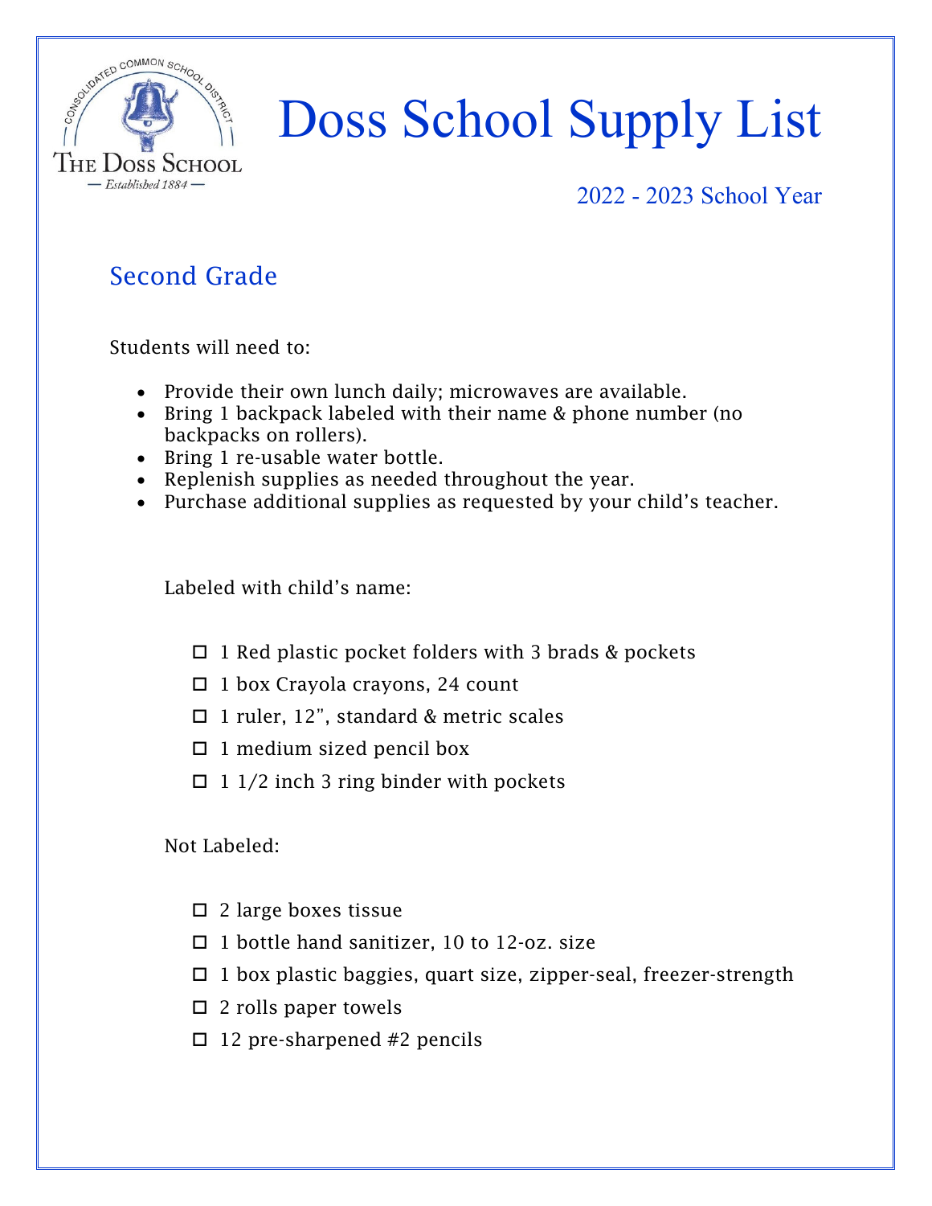# Doss School Supply List

2022 - 2023 School Year

## Second Grade

Students will need to:

- Provide their own lunch daily; microwaves are available.
- Bring 1 backpack labeled with their name & phone number (no backpacks on rollers).
- Bring 1 re-usable water bottle.
- Replenish supplies as needed throughout the year.
- Purchase additional supplies as requested by your child's teacher.

Labeled with child's name:

- ☐ 1 Red plastic pocket folders with 3 brads & pockets
- ☐ 1 box Crayola crayons, 24 count
- ☐ 1 ruler, 12", standard & metric scales
- ☐ 1 medium sized pencil box
- ☐ 1 1/2 inch 3 ring binder with pockets

Not Labeled:

- ☐ 2 large boxes tissue
- ☐ 1 bottle hand sanitizer, 10 to 12-oz. size
- ☐ 1 box plastic baggies, quart size, zipper-seal, freezer-strength
- ☐ 2 rolls paper towels
- ☐ 12 pre-sharpened #2 pencils